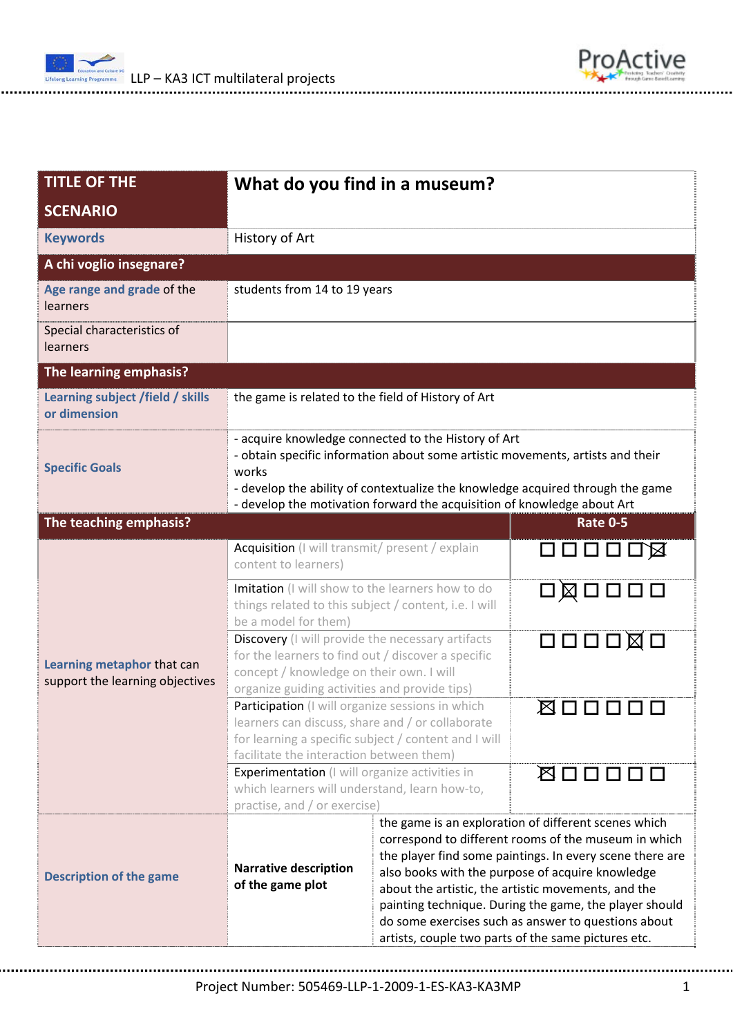| TITLE OF THE SCENARIO | What do you find in a museum? | | |
|---|---|---|---|
| **Keywords** | History of Art | | |
| **A chi voglio insegnare?** | | | |
| **Age range and grade** of the learners | students from 14 to 19 years | | |
| Special characteristics of learners | | | |
| **The learning emphasis?** | | | |
| **Learning subject /field / skills or dimension** | the game is related to the field of History of Art | | |
| **Specific Goals** | - acquire knowledge connected to the History of Art<br>- obtain specific information about some artistic movements, artists and their works<br>- develop the ability of contextualize the knowledge acquired through the game<br>- develop the motivation forward the acquisition of knowledge about Art | | |
| **The teaching emphasis?** | | | **Rate 0-5** |
| **Learning metaphor** that can support the learning objectives | Acquisition (I will transmit/ present / explain content to learners) | | ☐ ☐ ☐ ☐ ☐ ☒ |
| | Imitation (I will show to the learners how to do things related to this subject / content, i.e. I will be a model for them) | | ☐ ☒ ☐ ☐ ☐ ☐ |
| | Discovery (I will provide the necessary artifacts for the learners to find out / discover a specific concept / knowledge on their own. I will organize guiding activities and provide tips) | | ☐ ☐ ☐ ☐ ☒ ☐ |
| | Participation (I will organize sessions in which learners can discuss, share and / or collaborate for learning a specific subject / content and I will facilitate the interaction between them) | | ☒ ☐ ☐ ☐ ☐ ☐ |
| | Experimentation (I will organize activities in which learners will understand, learn how-to, practise, and / or exercise) | | ☒ ☐ ☐ ☐ ☐ ☐ |
| **Description of the game** | **Narrative description of the game plot** | the game is an exploration of different scenes which correspond to different rooms of the museum in which the player find some paintings. In every scene there are also books with the purpose of acquire knowledge about the artistic, the artistic movements, and the painting technique. During the game, the player should do some exercises such as answer to questions about artists, couple two parts of the same pictures etc. | |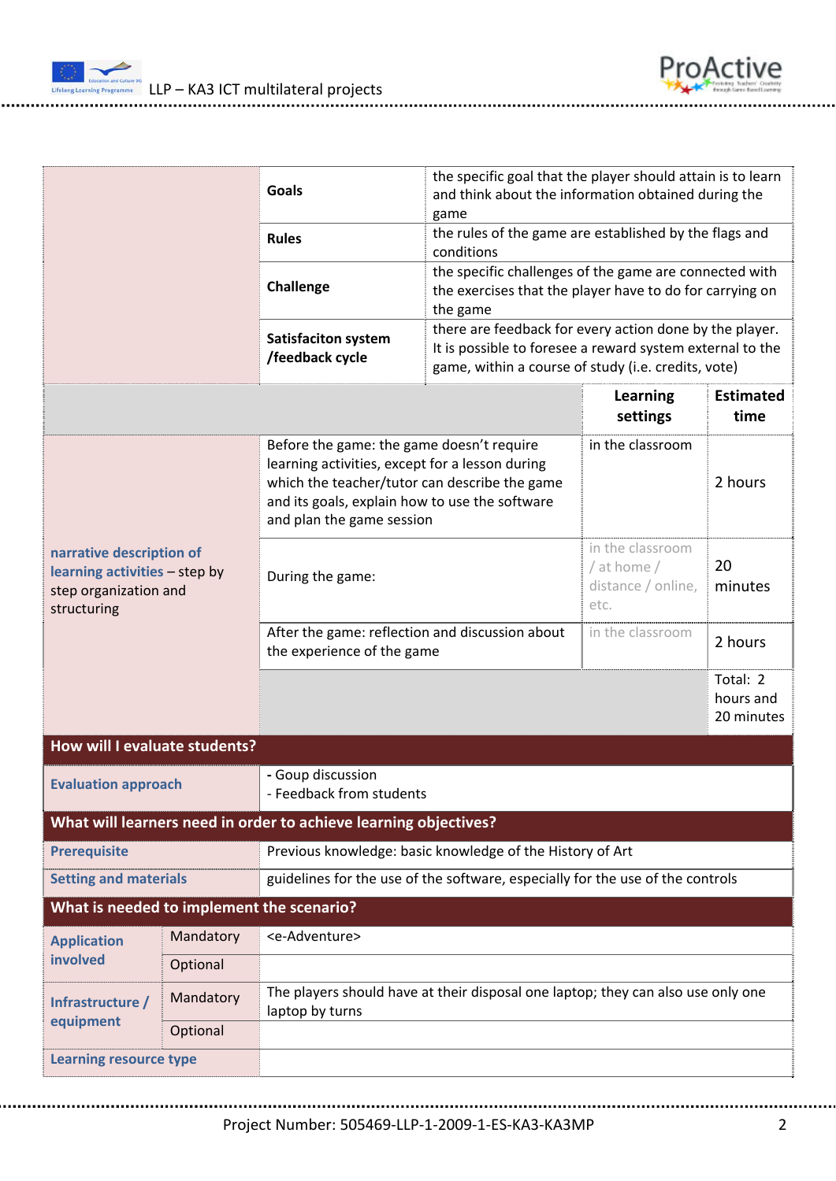| | | |
|---|---|---|
| | **Goals** | the specific goal that the player should attain is to learn and think about the information obtained during the game |
| | **Rules** | the rules of the game are established by the flags and conditions |
| | **Challenge** | the specific challenges of the game are connected with the exercises that the player have to do for carrying on the game |
| | **Satisfaciton system /feedback cycle** | there are feedback for every action done by the player. It is possible to foresee a reward system external to the game, within a course of study (i.e. credits, vote) |

| | | **Learning settings** | **Estimated time** |
|---|---|---|---|
| **narrative description of learning activities** – step by step organization and structuring | Before the game: the game doesn't require learning activities, except for a lesson during which the teacher/tutor can describe the game and its goals, explain how to use the software and plan the game session | in the classroom | 2 hours |
| | During the game: | in the classroom / at home / distance / online, etc. | 20 minutes |
| | After the game: reflection and discussion about the experience of the game | in the classroom | 2 hours |
| | | | Total: 2 hours and 20 minutes |

**How will I evaluate students?**

| | |
|---|---|
| **Evaluation approach** | - Goup discussion<br>- Feedback from students |

**What will learners need in order to achieve learning objectives?**

| | |
|---|---|
| **Prerequisite** | Previous knowledge: basic knowledge of the History of Art |
| **Setting and materials** | guidelines for the use of the software, especially for the use of the controls |

**What is needed to implement the scenario?**

| | | |
|---|---|---|
| **Application involved** | Mandatory | <e-Adventure> |
| | Optional | |
| **Infrastructure / equipment** | Mandatory | The players should have at their disposal one laptop; they can also use only one laptop by turns |
| | Optional | |
| **Learning resource type** | | |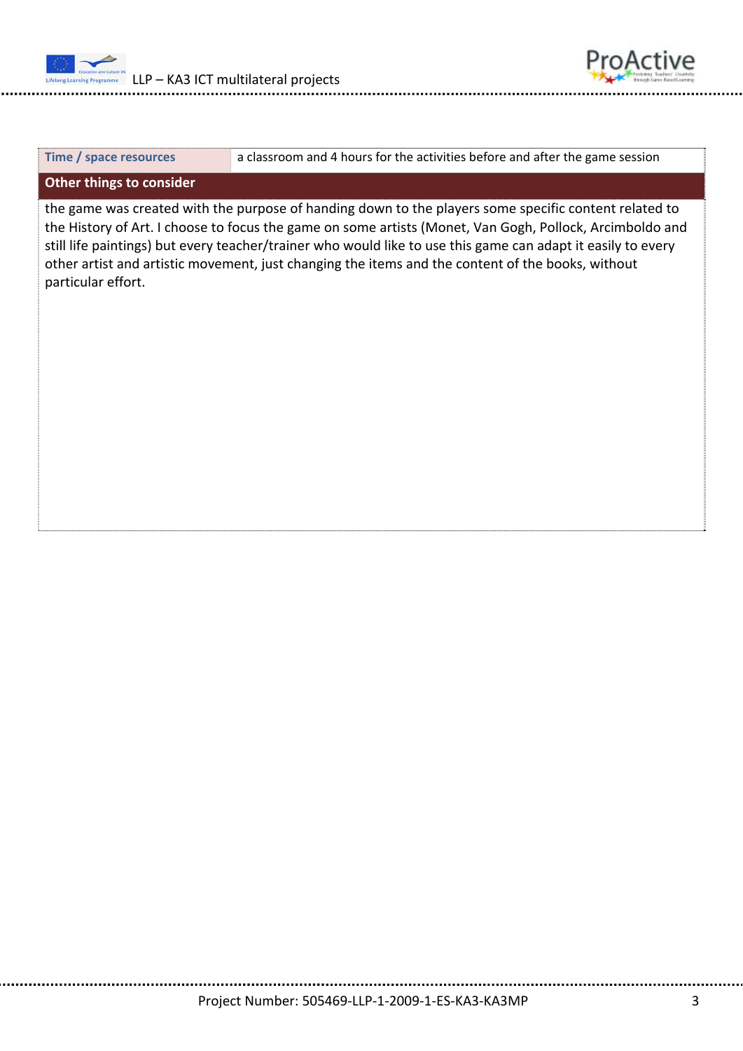| | |
|---|---|
| **Time / space resources** | a classroom and 4 hours for the activities before and after the game session |

**Other things to consider**

the game was created with the purpose of handing down to the players some specific content related to the History of Art. I choose to focus the game on some artists (Monet, Van Gogh, Pollock, Arcimboldo and still life paintings) but every teacher/trainer who would like to use this game can adapt it easily to every other artist and artistic movement, just changing the items and the content of the books, without particular effort.